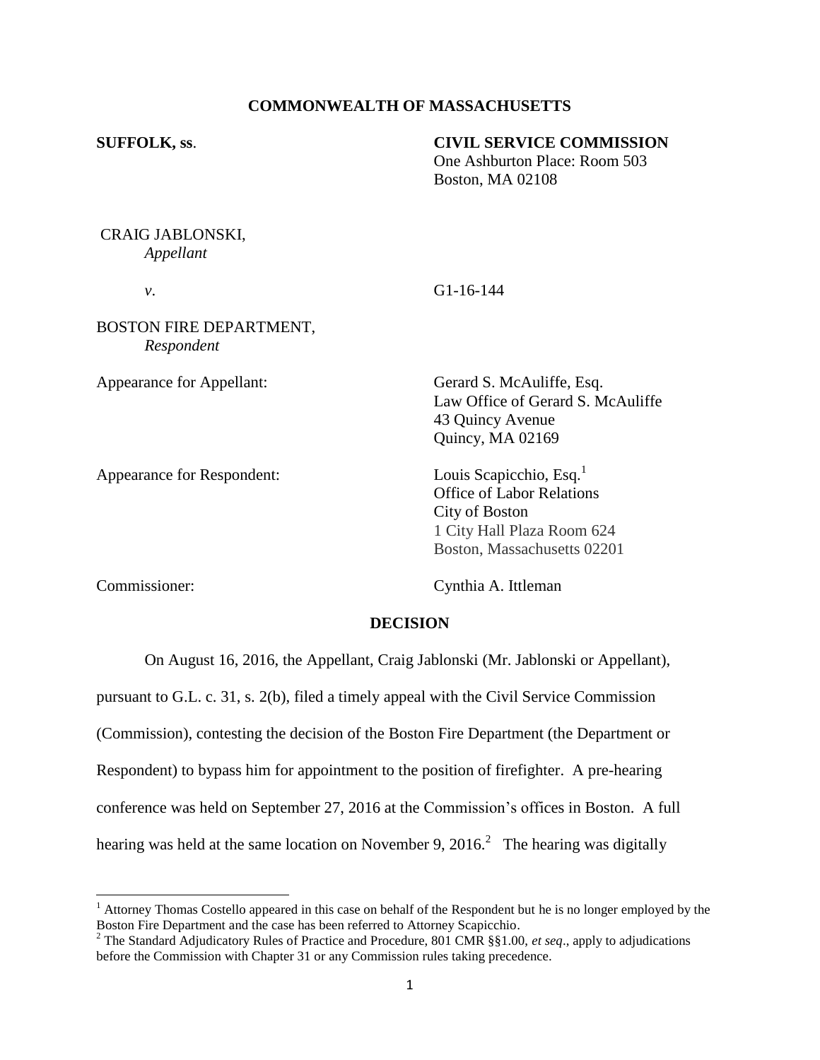**COMMONWEALTH OF MASSACHUSETTS**

**SUFFOLK, ss.**

**CIVIL SERVICE COMMISSION**
One Ashburton Place: Room 503
Boston, MA 02108

CRAIG JABLONSKI,
*Appellant*

*v.* G1-16-144

BOSTON FIRE DEPARTMENT,
*Respondent*

Appearance for Appellant: Gerard S. McAuliffe, Esq.
Law Office of Gerard S. McAuliffe
43 Quincy Avenue
Quincy, MA 02169

Appearance for Respondent: Louis Scapicchio, Esq.[1]
Office of Labor Relations
City of Boston
1 City Hall Plaza Room 624
Boston, Massachusetts 02201

Commissioner: Cynthia A. Ittleman

**DECISION**

On August 16, 2016, the Appellant, Craig Jablonski (Mr. Jablonski or Appellant), pursuant to G.L. c. 31, s. 2(b), filed a timely appeal with the Civil Service Commission (Commission), contesting the decision of the Boston Fire Department (the Department or Respondent) to bypass him for appointment to the position of firefighter. A pre-hearing conference was held on September 27, 2016 at the Commission's offices in Boston. A full hearing was held at the same location on November 9, 2016.[2] The hearing was digitally

[1] Attorney Thomas Costello appeared in this case on behalf of the Respondent but he is no longer employed by the Boston Fire Department and the case has been referred to Attorney Scapicchio.

[2] The Standard Adjudicatory Rules of Practice and Procedure, 801 CMR §§1.00, *et seq*., apply to adjudications before the Commission with Chapter 31 or any Commission rules taking precedence.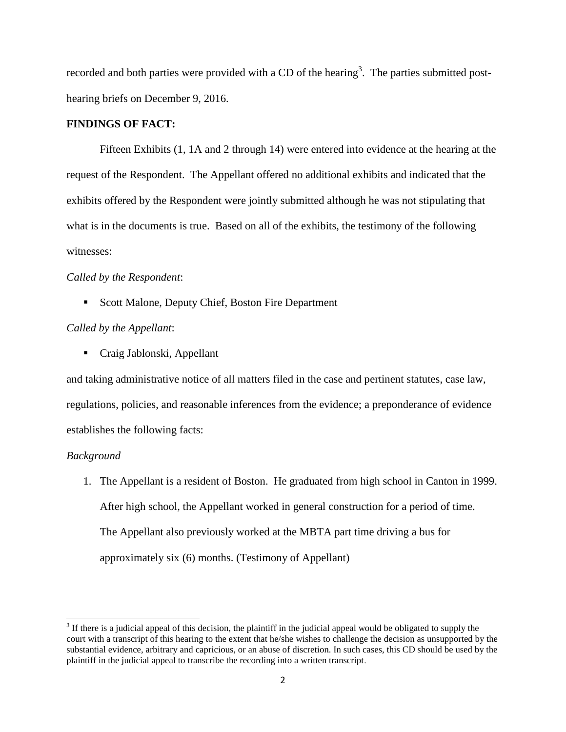recorded and both parties were provided with a CD of the hearing[3]. The parties submitted post-hearing briefs on December 9, 2016.

**FINDINGS OF FACT:**

Fifteen Exhibits (1, 1A and 2 through 14) were entered into evidence at the hearing at the request of the Respondent. The Appellant offered no additional exhibits and indicated that the exhibits offered by the Respondent were jointly submitted although he was not stipulating that what is in the documents is true. Based on all of the exhibits, the testimony of the following witnesses:

*Called by the Respondent*:

- Scott Malone, Deputy Chief, Boston Fire Department

*Called by the Appellant*:

- Craig Jablonski, Appellant

and taking administrative notice of all matters filed in the case and pertinent statutes, case law, regulations, policies, and reasonable inferences from the evidence; a preponderance of evidence establishes the following facts:

*Background*

1. The Appellant is a resident of Boston. He graduated from high school in Canton in 1999. After high school, the Appellant worked in general construction for a period of time. The Appellant also previously worked at the MBTA part time driving a bus for approximately six (6) months. (Testimony of Appellant)

[3] If there is a judicial appeal of this decision, the plaintiff in the judicial appeal would be obligated to supply the court with a transcript of this hearing to the extent that he/she wishes to challenge the decision as unsupported by the substantial evidence, arbitrary and capricious, or an abuse of discretion. In such cases, this CD should be used by the plaintiff in the judicial appeal to transcribe the recording into a written transcript.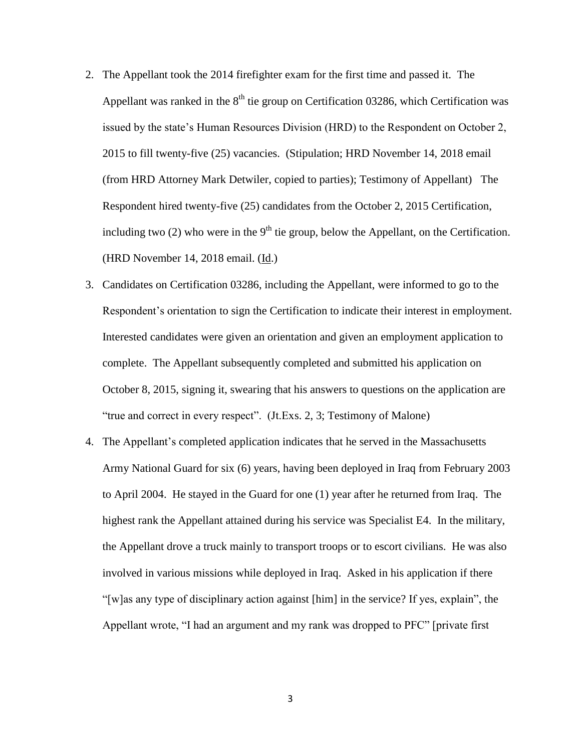2. The Appellant took the 2014 firefighter exam for the first time and passed it. The Appellant was ranked in the 8th tie group on Certification 03286, which Certification was issued by the state's Human Resources Division (HRD) to the Respondent on October 2, 2015 to fill twenty-five (25) vacancies. (Stipulation; HRD November 14, 2018 email (from HRD Attorney Mark Detwiler, copied to parties); Testimony of Appellant) The Respondent hired twenty-five (25) candidates from the October 2, 2015 Certification, including two (2) who were in the 9th tie group, below the Appellant, on the Certification. (HRD November 14, 2018 email. (Id.)

3. Candidates on Certification 03286, including the Appellant, were informed to go to the Respondent's orientation to sign the Certification to indicate their interest in employment. Interested candidates were given an orientation and given an employment application to complete. The Appellant subsequently completed and submitted his application on October 8, 2015, signing it, swearing that his answers to questions on the application are "true and correct in every respect". (Jt.Exs. 2, 3; Testimony of Malone)

4. The Appellant's completed application indicates that he served in the Massachusetts Army National Guard for six (6) years, having been deployed in Iraq from February 2003 to April 2004. He stayed in the Guard for one (1) year after he returned from Iraq. The highest rank the Appellant attained during his service was Specialist E4. In the military, the Appellant drove a truck mainly to transport troops or to escort civilians. He was also involved in various missions while deployed in Iraq. Asked in his application if there "[w]as any type of disciplinary action against [him] in the service? If yes, explain", the Appellant wrote, "I had an argument and my rank was dropped to PFC" [private first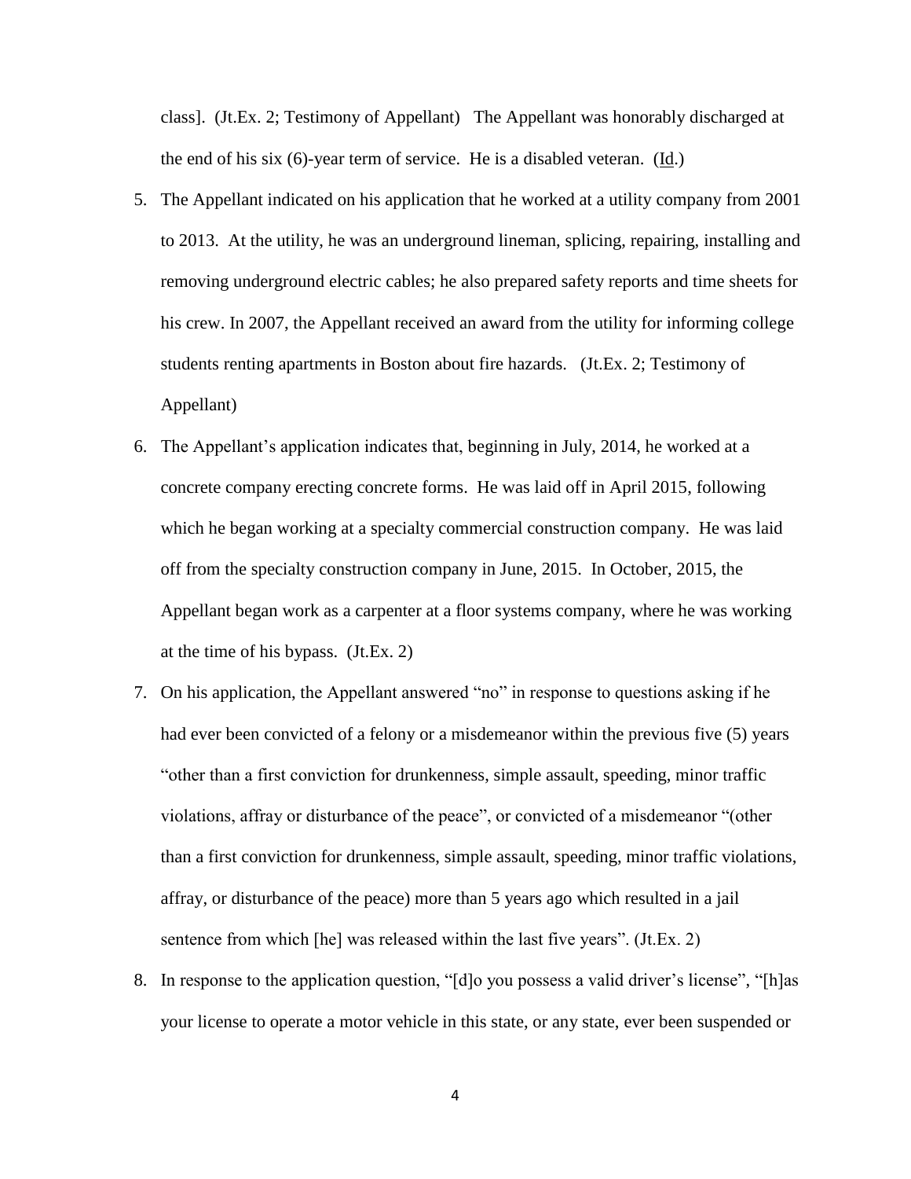class]. (Jt.Ex. 2; Testimony of Appellant) The Appellant was honorably discharged at the end of his six (6)-year term of service. He is a disabled veteran. (Id.)

5. The Appellant indicated on his application that he worked at a utility company from 2001 to 2013. At the utility, he was an underground lineman, splicing, repairing, installing and removing underground electric cables; he also prepared safety reports and time sheets for his crew. In 2007, the Appellant received an award from the utility for informing college students renting apartments in Boston about fire hazards. (Jt.Ex. 2; Testimony of Appellant)
6. The Appellant's application indicates that, beginning in July, 2014, he worked at a concrete company erecting concrete forms. He was laid off in April 2015, following which he began working at a specialty commercial construction company. He was laid off from the specialty construction company in June, 2015. In October, 2015, the Appellant began work as a carpenter at a floor systems company, where he was working at the time of his bypass. (Jt.Ex. 2)
7. On his application, the Appellant answered "no" in response to questions asking if he had ever been convicted of a felony or a misdemeanor within the previous five (5) years "other than a first conviction for drunkenness, simple assault, speeding, minor traffic violations, affray or disturbance of the peace", or convicted of a misdemeanor "(other than a first conviction for drunkenness, simple assault, speeding, minor traffic violations, affray, or disturbance of the peace) more than 5 years ago which resulted in a jail sentence from which [he] was released within the last five years". (Jt.Ex. 2)
8. In response to the application question, "[d]o you possess a valid driver's license", "[h]as your license to operate a motor vehicle in this state, or any state, ever been suspended or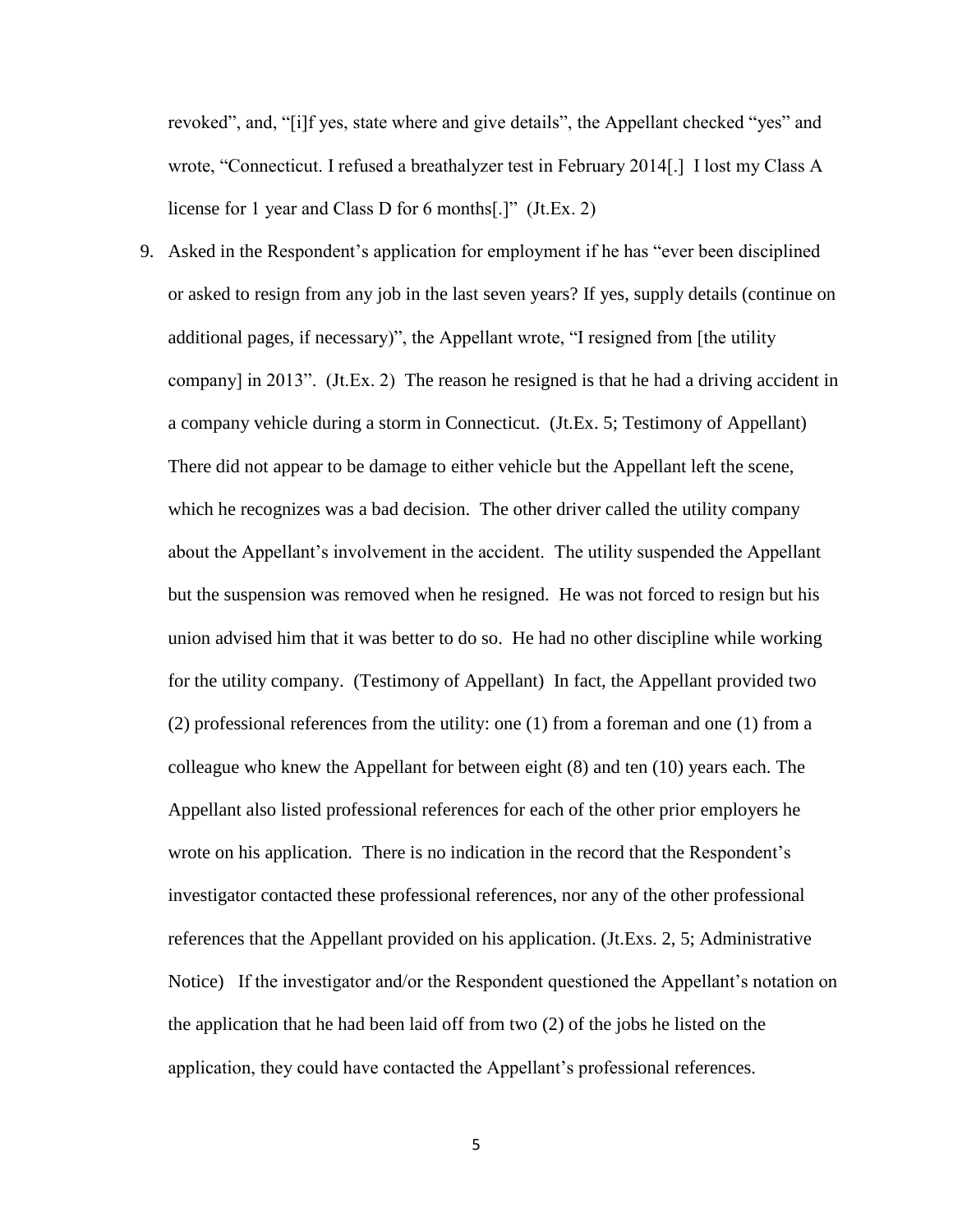revoked", and, "[i]f yes, state where and give details", the Appellant checked "yes" and wrote, "Connecticut. I refused a breathalyzer test in February 2014[.] I lost my Class A license for 1 year and Class D for 6 months[.]" (Jt.Ex. 2)

9. Asked in the Respondent's application for employment if he has "ever been disciplined or asked to resign from any job in the last seven years? If yes, supply details (continue on additional pages, if necessary)", the Appellant wrote, "I resigned from [the utility company] in 2013". (Jt.Ex. 2) The reason he resigned is that he had a driving accident in a company vehicle during a storm in Connecticut. (Jt.Ex. 5; Testimony of Appellant) There did not appear to be damage to either vehicle but the Appellant left the scene, which he recognizes was a bad decision. The other driver called the utility company about the Appellant's involvement in the accident. The utility suspended the Appellant but the suspension was removed when he resigned. He was not forced to resign but his union advised him that it was better to do so. He had no other discipline while working for the utility company. (Testimony of Appellant) In fact, the Appellant provided two (2) professional references from the utility: one (1) from a foreman and one (1) from a colleague who knew the Appellant for between eight (8) and ten (10) years each. The Appellant also listed professional references for each of the other prior employers he wrote on his application. There is no indication in the record that the Respondent's investigator contacted these professional references, nor any of the other professional references that the Appellant provided on his application. (Jt.Exs. 2, 5; Administrative Notice) If the investigator and/or the Respondent questioned the Appellant's notation on the application that he had been laid off from two (2) of the jobs he listed on the application, they could have contacted the Appellant's professional references.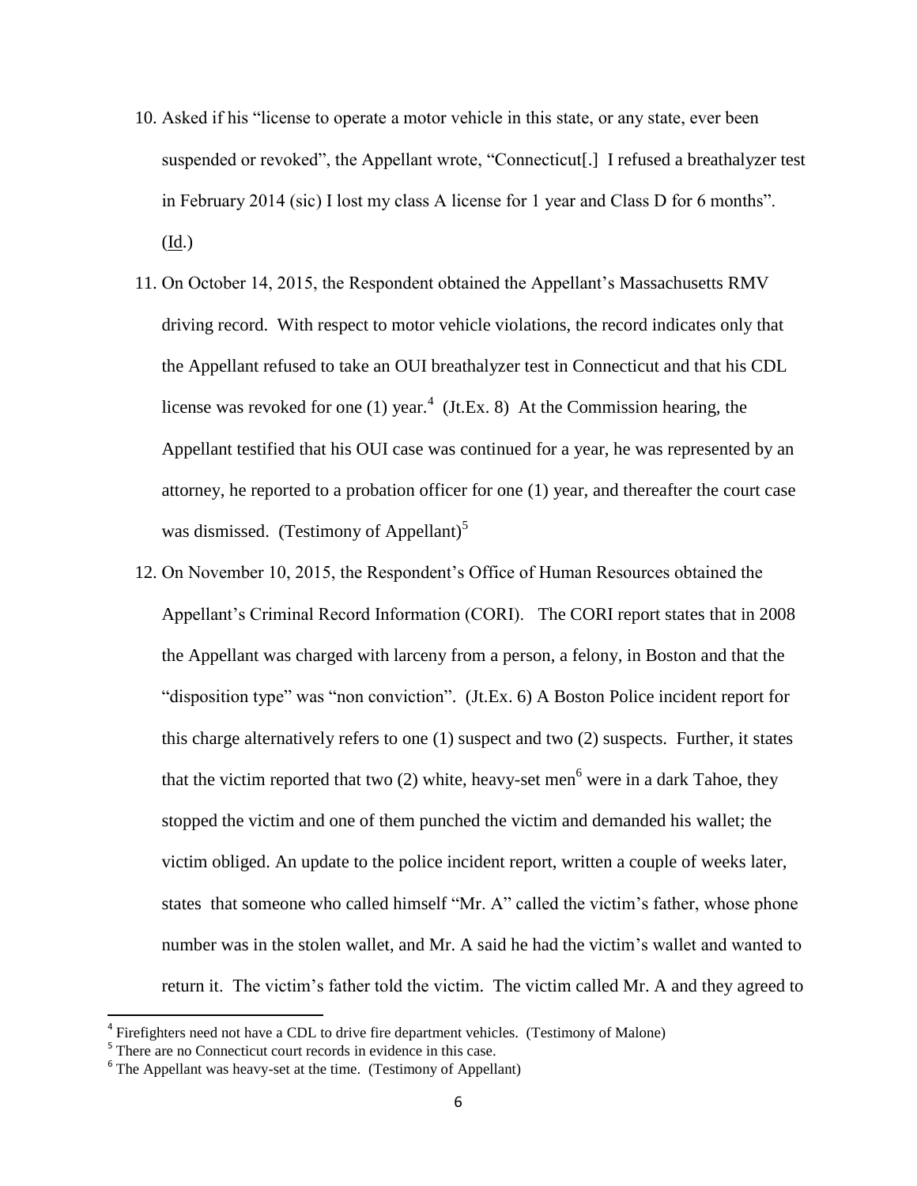10. Asked if his "license to operate a motor vehicle in this state, or any state, ever been suspended or revoked", the Appellant wrote, "Connecticut[.] I refused a breathalyzer test in February 2014 (sic) I lost my class A license for 1 year and Class D for 6 months". (Id.)

11. On October 14, 2015, the Respondent obtained the Appellant's Massachusetts RMV driving record. With respect to motor vehicle violations, the record indicates only that the Appellant refused to take an OUI breathalyzer test in Connecticut and that his CDL license was revoked for one (1) year.[4] (Jt.Ex. 8) At the Commission hearing, the Appellant testified that his OUI case was continued for a year, he was represented by an attorney, he reported to a probation officer for one (1) year, and thereafter the court case was dismissed. (Testimony of Appellant)[5]

12. On November 10, 2015, the Respondent's Office of Human Resources obtained the Appellant's Criminal Record Information (CORI). The CORI report states that in 2008 the Appellant was charged with larceny from a person, a felony, in Boston and that the "disposition type" was "non conviction". (Jt.Ex. 6) A Boston Police incident report for this charge alternatively refers to one (1) suspect and two (2) suspects. Further, it states that the victim reported that two (2) white, heavy-set men[6] were in a dark Tahoe, they stopped the victim and one of them punched the victim and demanded his wallet; the victim obliged. An update to the police incident report, written a couple of weeks later, states that someone who called himself "Mr. A" called the victim's father, whose phone number was in the stolen wallet, and Mr. A said he had the victim's wallet and wanted to return it. The victim's father told the victim. The victim called Mr. A and they agreed to

---

[4] Firefighters need not have a CDL to drive fire department vehicles. (Testimony of Malone)

[5] There are no Connecticut court records in evidence in this case.

[6] The Appellant was heavy-set at the time. (Testimony of Appellant)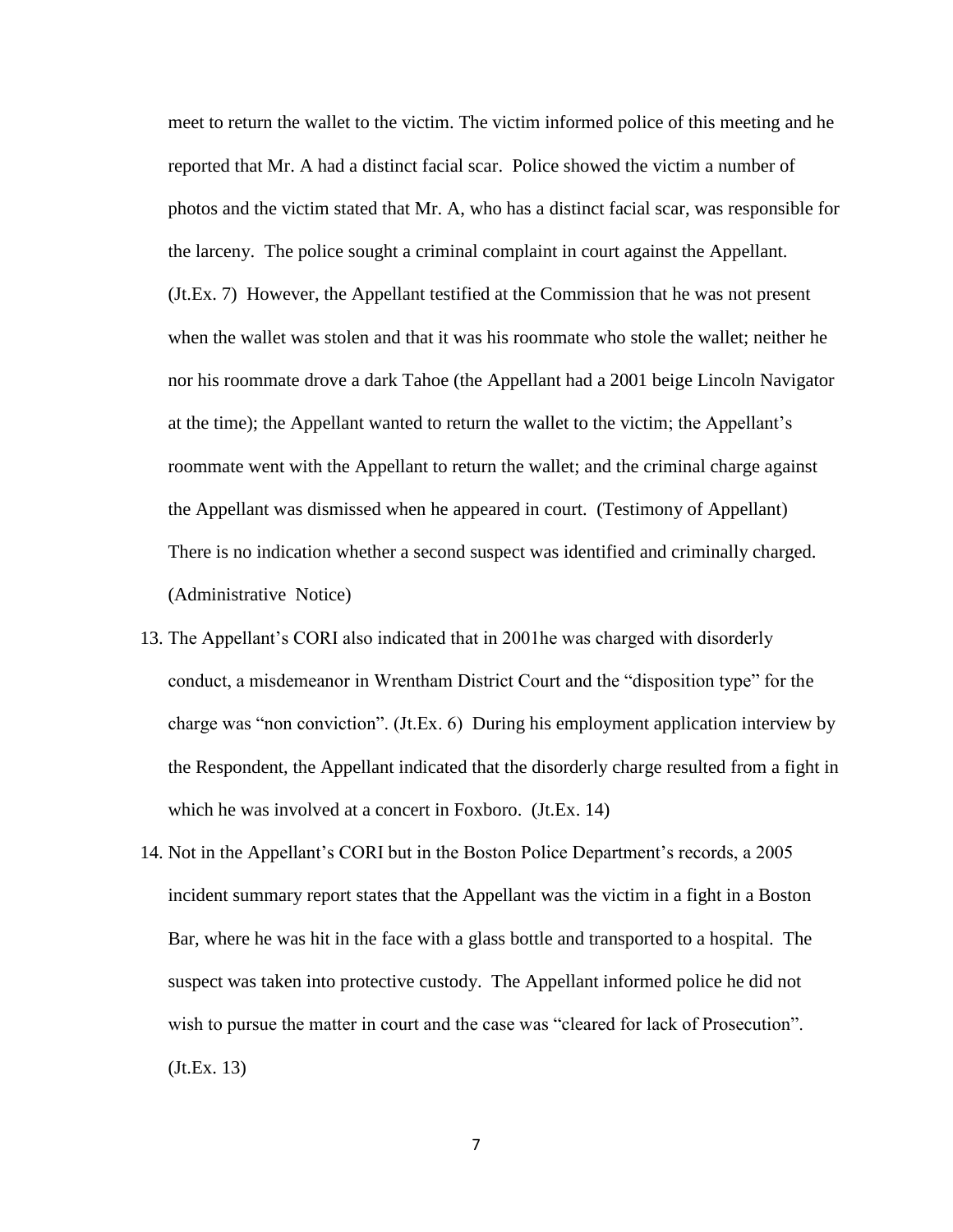meet to return the wallet to the victim. The victim informed police of this meeting and he reported that Mr. A had a distinct facial scar. Police showed the victim a number of photos and the victim stated that Mr. A, who has a distinct facial scar, was responsible for the larceny. The police sought a criminal complaint in court against the Appellant. (Jt.Ex. 7) However, the Appellant testified at the Commission that he was not present when the wallet was stolen and that it was his roommate who stole the wallet; neither he nor his roommate drove a dark Tahoe (the Appellant had a 2001 beige Lincoln Navigator at the time); the Appellant wanted to return the wallet to the victim; the Appellant's roommate went with the Appellant to return the wallet; and the criminal charge against the Appellant was dismissed when he appeared in court. (Testimony of Appellant) There is no indication whether a second suspect was identified and criminally charged. (Administrative Notice)

13. The Appellant's CORI also indicated that in 2001he was charged with disorderly conduct, a misdemeanor in Wrentham District Court and the "disposition type" for the charge was "non conviction". (Jt.Ex. 6) During his employment application interview by the Respondent, the Appellant indicated that the disorderly charge resulted from a fight in which he was involved at a concert in Foxboro. (Jt.Ex. 14)

14. Not in the Appellant's CORI but in the Boston Police Department's records, a 2005 incident summary report states that the Appellant was the victim in a fight in a Boston Bar, where he was hit in the face with a glass bottle and transported to a hospital. The suspect was taken into protective custody. The Appellant informed police he did not wish to pursue the matter in court and the case was "cleared for lack of Prosecution". (Jt.Ex. 13)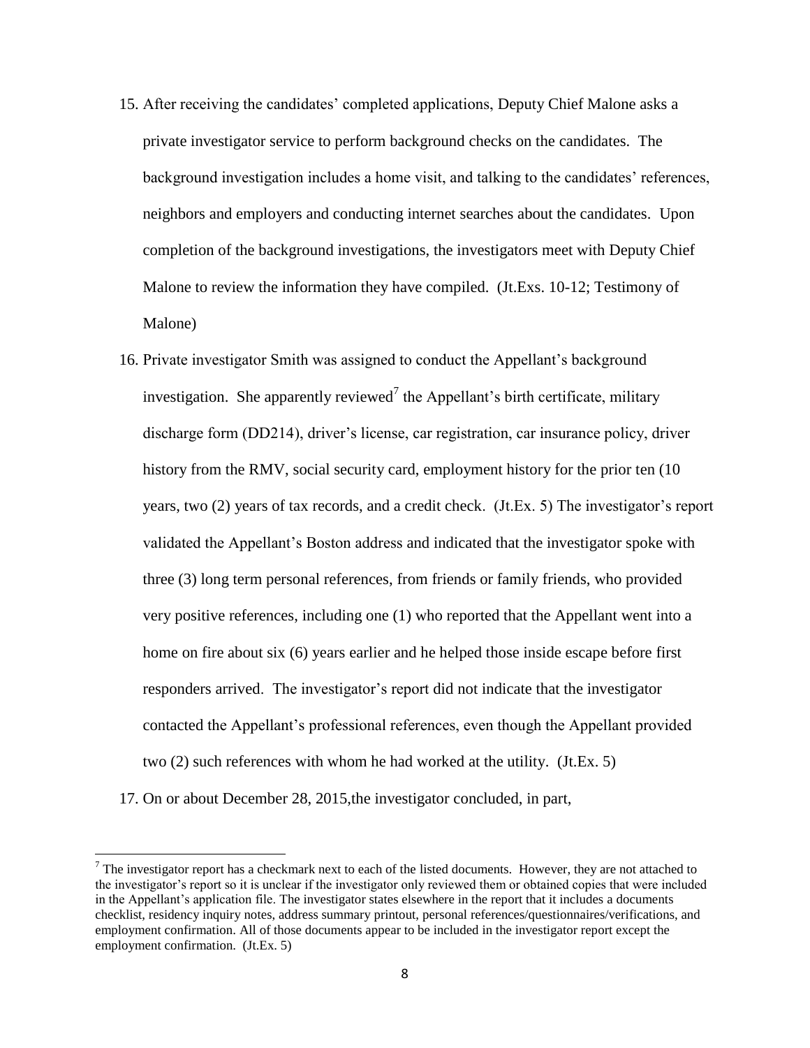15. After receiving the candidates' completed applications, Deputy Chief Malone asks a private investigator service to perform background checks on the candidates. The background investigation includes a home visit, and talking to the candidates' references, neighbors and employers and conducting internet searches about the candidates. Upon completion of the background investigations, the investigators meet with Deputy Chief Malone to review the information they have compiled. (Jt.Exs. 10-12; Testimony of Malone)

16. Private investigator Smith was assigned to conduct the Appellant's background investigation. She apparently reviewed[7] the Appellant's birth certificate, military discharge form (DD214), driver's license, car registration, car insurance policy, driver history from the RMV, social security card, employment history for the prior ten (10 years, two (2) years of tax records, and a credit check. (Jt.Ex. 5) The investigator's report validated the Appellant's Boston address and indicated that the investigator spoke with three (3) long term personal references, from friends or family friends, who provided very positive references, including one (1) who reported that the Appellant went into a home on fire about six (6) years earlier and he helped those inside escape before first responders arrived. The investigator's report did not indicate that the investigator contacted the Appellant's professional references, even though the Appellant provided two (2) such references with whom he had worked at the utility. (Jt.Ex. 5)

17. On or about December 28, 2015,the investigator concluded, in part,

[7] The investigator report has a checkmark next to each of the listed documents. However, they are not attached to the investigator's report so it is unclear if the investigator only reviewed them or obtained copies that were included in the Appellant's application file. The investigator states elsewhere in the report that it includes a documents checklist, residency inquiry notes, address summary printout, personal references/questionnaires/verifications, and employment confirmation. All of those documents appear to be included in the investigator report except the employment confirmation. (Jt.Ex. 5)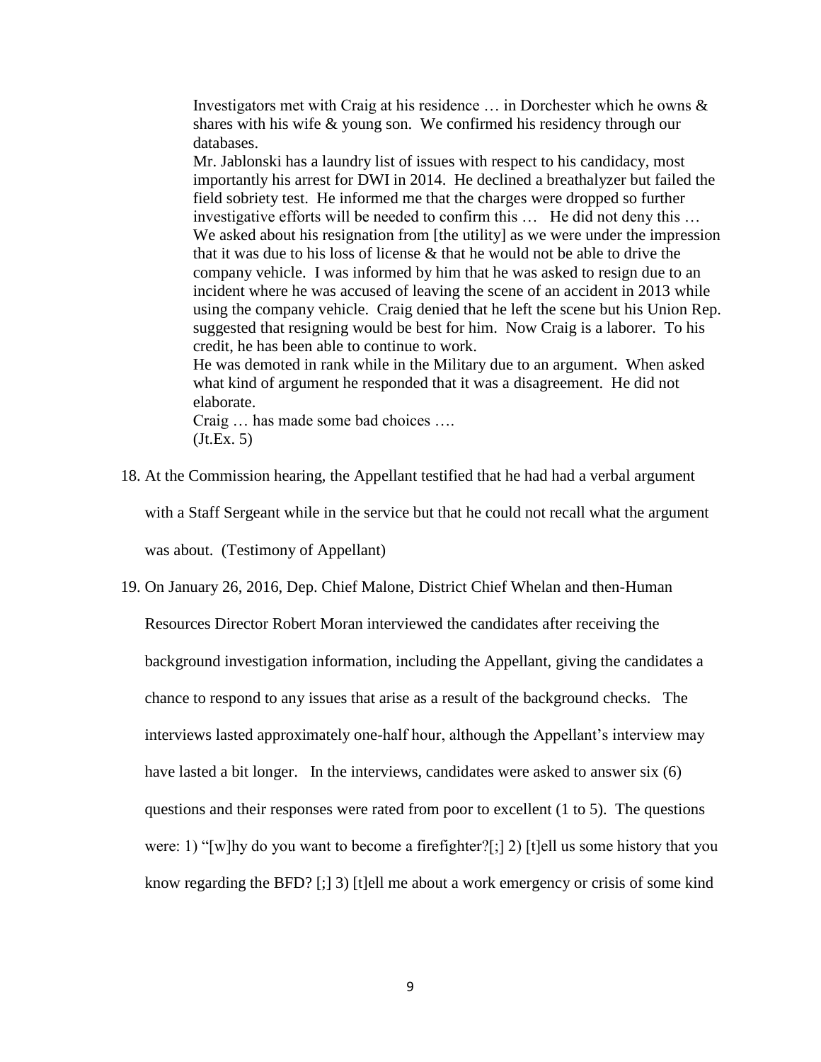> Investigators met with Craig at his residence … in Dorchester which he owns & shares with his wife & young son. We confirmed his residency through our databases.
> Mr. Jablonski has a laundry list of issues with respect to his candidacy, most importantly his arrest for DWI in 2014. He declined a breathalyzer but failed the field sobriety test. He informed me that the charges were dropped so further investigative efforts will be needed to confirm this … He did not deny this … We asked about his resignation from [the utility] as we were under the impression that it was due to his loss of license & that he would not be able to drive the company vehicle. I was informed by him that he was asked to resign due to an incident where he was accused of leaving the scene of an accident in 2013 while using the company vehicle. Craig denied that he left the scene but his Union Rep. suggested that resigning would be best for him. Now Craig is a laborer. To his credit, he has been able to continue to work.
> He was demoted in rank while in the Military due to an argument. When asked what kind of argument he responded that it was a disagreement. He did not elaborate.
> Craig … has made some bad choices ….
> (Jt.Ex. 5)

18. At the Commission hearing, the Appellant testified that he had had a verbal argument with a Staff Sergeant while in the service but that he could not recall what the argument was about. (Testimony of Appellant)

19. On January 26, 2016, Dep. Chief Malone, District Chief Whelan and then-Human Resources Director Robert Moran interviewed the candidates after receiving the background investigation information, including the Appellant, giving the candidates a chance to respond to any issues that arise as a result of the background checks. The interviews lasted approximately one-half hour, although the Appellant's interview may have lasted a bit longer. In the interviews, candidates were asked to answer six (6) questions and their responses were rated from poor to excellent (1 to 5). The questions were: 1) "[w]hy do you want to become a firefighter?[;] 2) [t]ell us some history that you know regarding the BFD? [;] 3) [t]ell me about a work emergency or crisis of some kind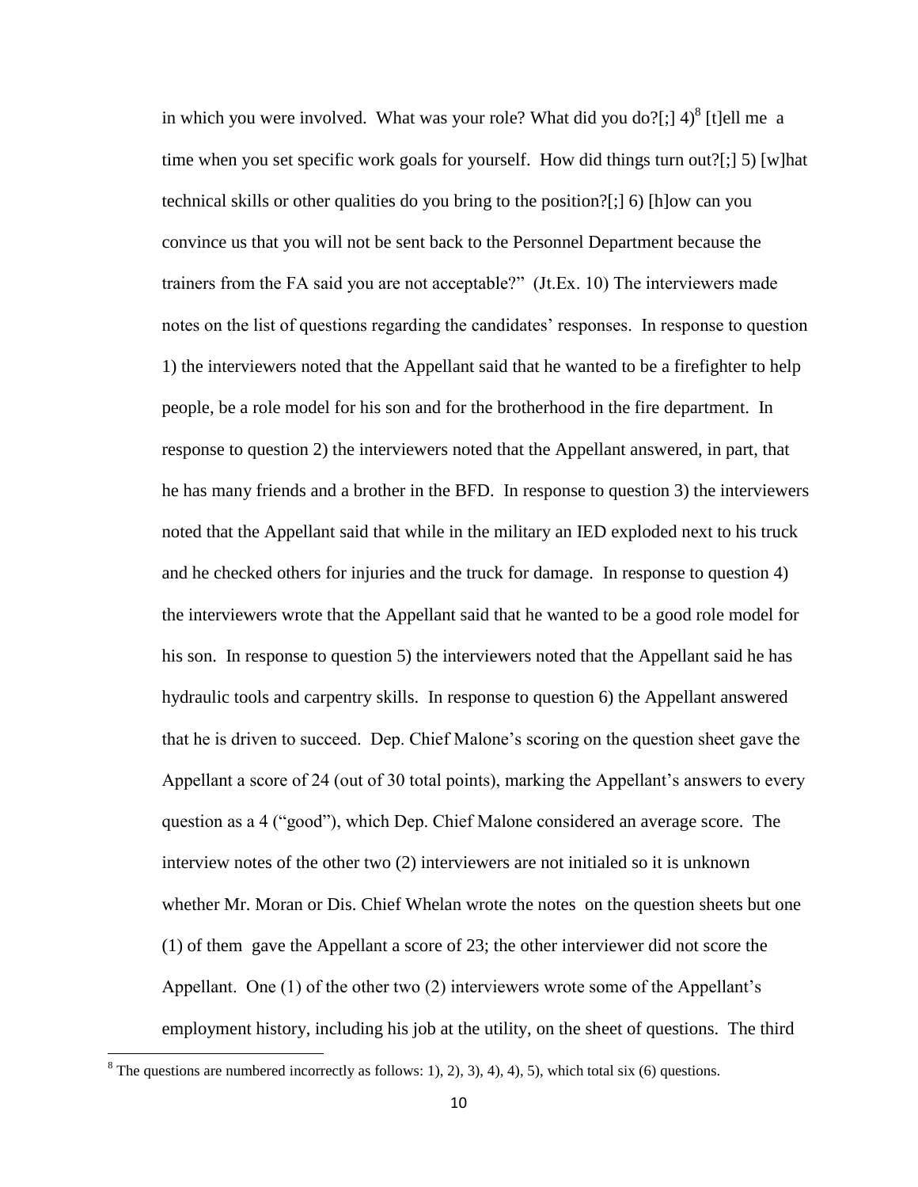in which you were involved. What was your role? What did you do?[;] 4)[8] [t]ell me a time when you set specific work goals for yourself. How did things turn out?[;] 5) [w]hat technical skills or other qualities do you bring to the position?[;] 6) [h]ow can you convince us that you will not be sent back to the Personnel Department because the trainers from the FA said you are not acceptable?" (Jt.Ex. 10) The interviewers made notes on the list of questions regarding the candidates' responses. In response to question 1) the interviewers noted that the Appellant said that he wanted to be a firefighter to help people, be a role model for his son and for the brotherhood in the fire department. In response to question 2) the interviewers noted that the Appellant answered, in part, that he has many friends and a brother in the BFD. In response to question 3) the interviewers noted that the Appellant said that while in the military an IED exploded next to his truck and he checked others for injuries and the truck for damage. In response to question 4) the interviewers wrote that the Appellant said that he wanted to be a good role model for his son. In response to question 5) the interviewers noted that the Appellant said he has hydraulic tools and carpentry skills. In response to question 6) the Appellant answered that he is driven to succeed. Dep. Chief Malone's scoring on the question sheet gave the Appellant a score of 24 (out of 30 total points), marking the Appellant's answers to every question as a 4 ("good"), which Dep. Chief Malone considered an average score. The interview notes of the other two (2) interviewers are not initialed so it is unknown whether Mr. Moran or Dis. Chief Whelan wrote the notes on the question sheets but one (1) of them gave the Appellant a score of 23; the other interviewer did not score the Appellant. One (1) of the other two (2) interviewers wrote some of the Appellant's employment history, including his job at the utility, on the sheet of questions. The third

[8] The questions are numbered incorrectly as follows: 1), 2), 3), 4), 4), 5), which total six (6) questions.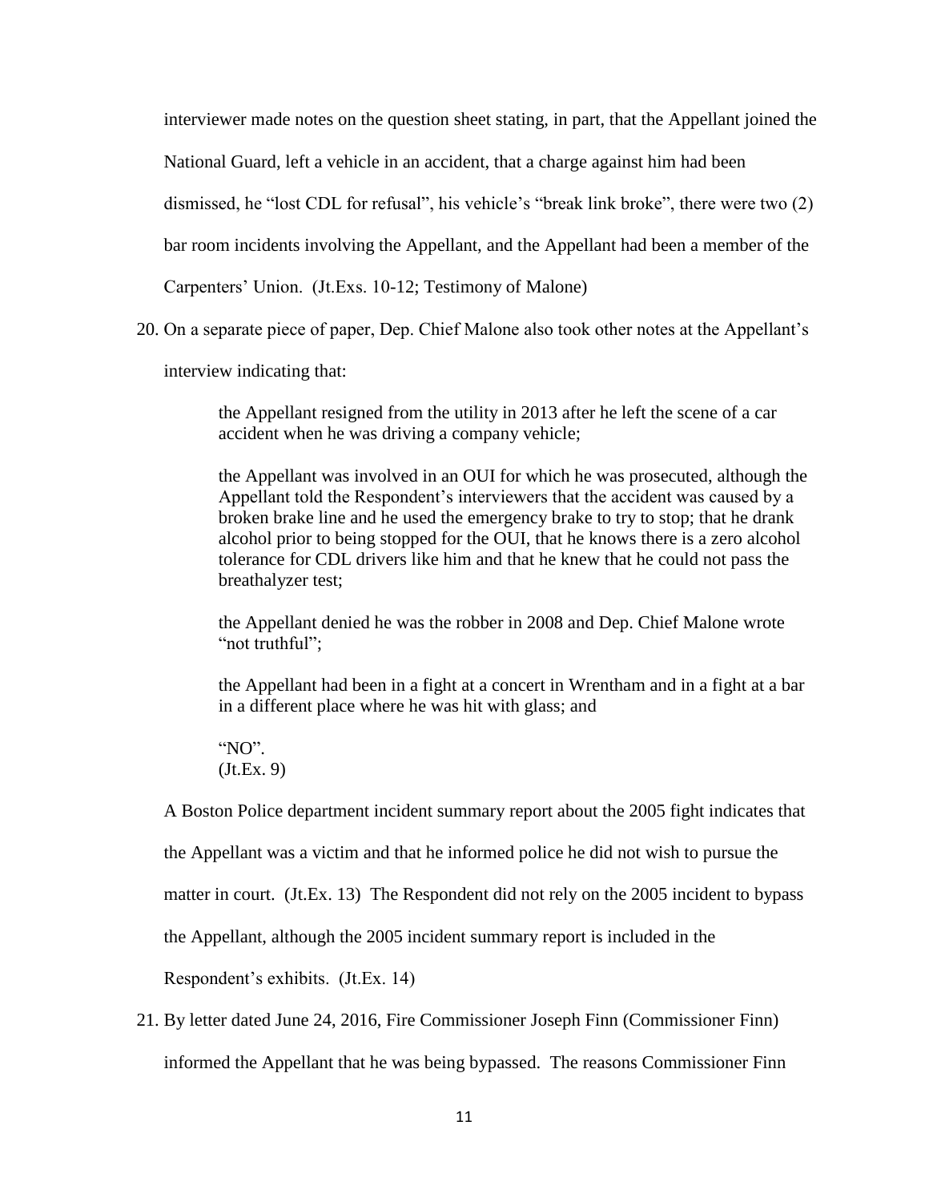interviewer made notes on the question sheet stating, in part, that the Appellant joined the National Guard, left a vehicle in an accident, that a charge against him had been dismissed, he "lost CDL for refusal", his vehicle's "break link broke", there were two (2) bar room incidents involving the Appellant, and the Appellant had been a member of the Carpenters' Union. (Jt.Exs. 10-12; Testimony of Malone)

20. On a separate piece of paper, Dep. Chief Malone also took other notes at the Appellant's interview indicating that:

    > the Appellant resigned from the utility in 2013 after he left the scene of a car accident when he was driving a company vehicle;
    >
    > the Appellant was involved in an OUI for which he was prosecuted, although the Appellant told the Respondent's interviewers that the accident was caused by a broken brake line and he used the emergency brake to try to stop; that he drank alcohol prior to being stopped for the OUI, that he knows there is a zero alcohol tolerance for CDL drivers like him and that he knew that he could not pass the breathalyzer test;
    >
    > the Appellant denied he was the robber in 2008 and Dep. Chief Malone wrote "not truthful";
    >
    > the Appellant had been in a fight at a concert in Wrentham and in a fight at a bar in a different place where he was hit with glass; and
    >
    > "NO".
    > (Jt.Ex. 9)

    A Boston Police department incident summary report about the 2005 fight indicates that the Appellant was a victim and that he informed police he did not wish to pursue the matter in court. (Jt.Ex. 13) The Respondent did not rely on the 2005 incident to bypass the Appellant, although the 2005 incident summary report is included in the Respondent's exhibits. (Jt.Ex. 14)

21. By letter dated June 24, 2016, Fire Commissioner Joseph Finn (Commissioner Finn) informed the Appellant that he was being bypassed. The reasons Commissioner Finn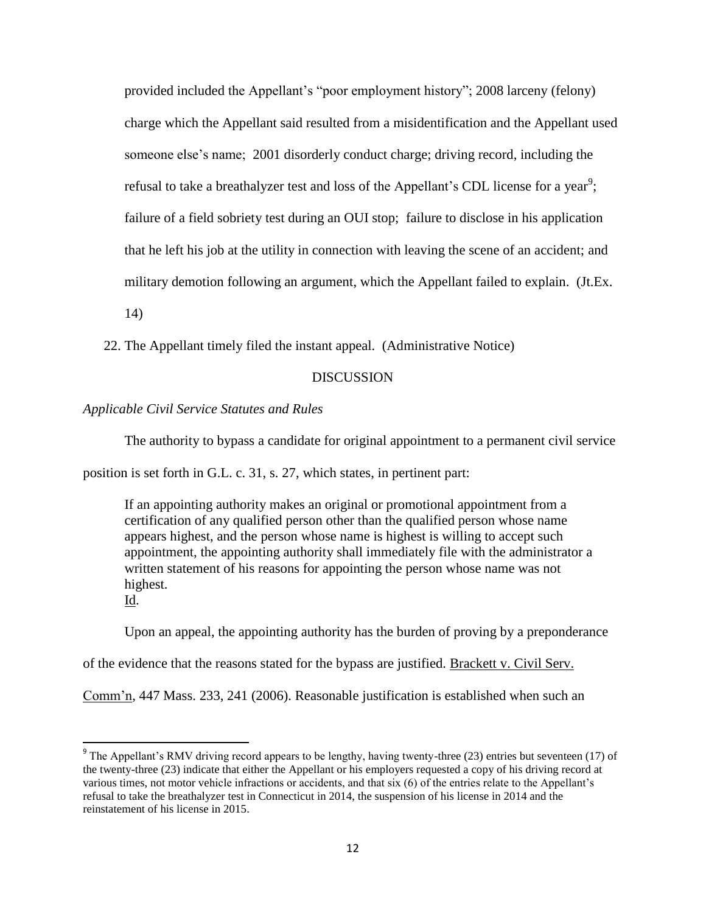provided included the Appellant's "poor employment history"; 2008 larceny (felony) charge which the Appellant said resulted from a misidentification and the Appellant used someone else's name; 2001 disorderly conduct charge; driving record, including the refusal to take a breathalyzer test and loss of the Appellant's CDL license for a year[9]; failure of a field sobriety test during an OUI stop; failure to disclose in his application that he left his job at the utility in connection with leaving the scene of an accident; and military demotion following an argument, which the Appellant failed to explain. (Jt.Ex. 14)

22. The Appellant timely filed the instant appeal. (Administrative Notice)

## DISCUSSION

*Applicable Civil Service Statutes and Rules*

The authority to bypass a candidate for original appointment to a permanent civil service position is set forth in G.L. c. 31, s. 27, which states, in pertinent part:

> If an appointing authority makes an original or promotional appointment from a certification of any qualified person other than the qualified person whose name appears highest, and the person whose name is highest is willing to accept such appointment, the appointing authority shall immediately file with the administrator a written statement of his reasons for appointing the person whose name was not highest.
> Id.

Upon an appeal, the appointing authority has the burden of proving by a preponderance of the evidence that the reasons stated for the bypass are justified. Brackett v. Civil Serv. Comm'n, 447 Mass. 233, 241 (2006). Reasonable justification is established when such an

[9] The Appellant's RMV driving record appears to be lengthy, having twenty-three (23) entries but seventeen (17) of the twenty-three (23) indicate that either the Appellant or his employers requested a copy of his driving record at various times, not motor vehicle infractions or accidents, and that six (6) of the entries relate to the Appellant's refusal to take the breathalyzer test in Connecticut in 2014, the suspension of his license in 2014 and the reinstatement of his license in 2015.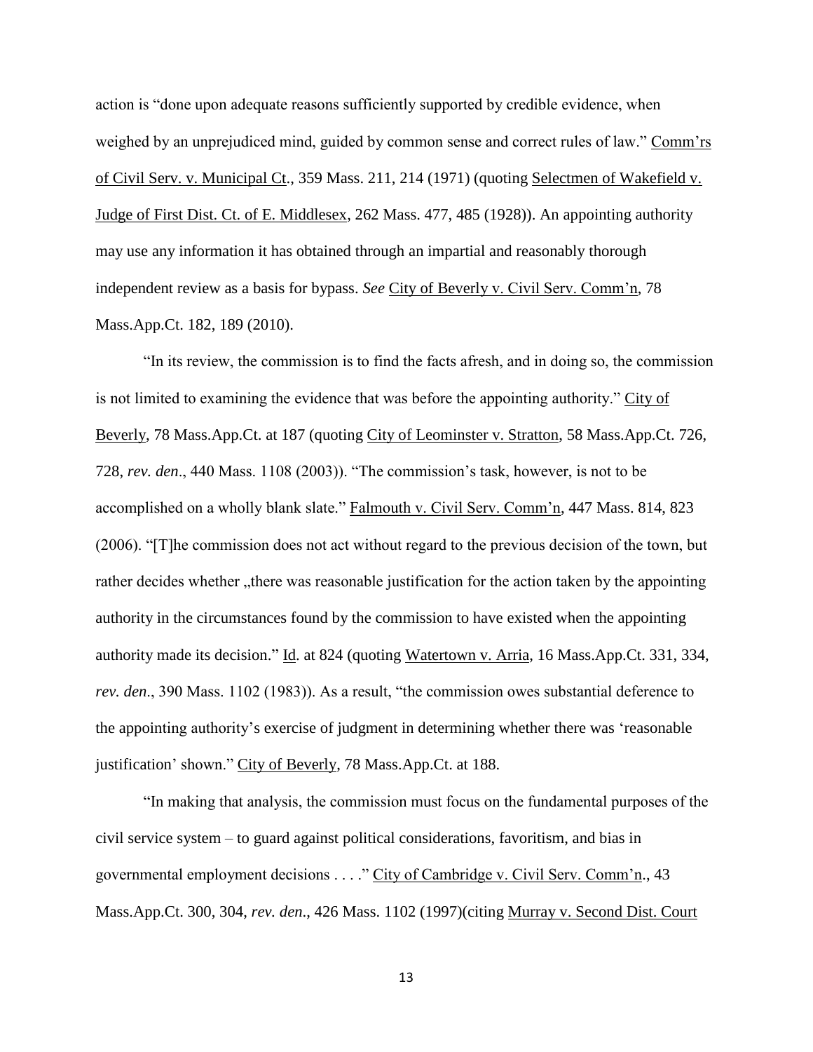action is "done upon adequate reasons sufficiently supported by credible evidence, when weighed by an unprejudiced mind, guided by common sense and correct rules of law." Comm'rs of Civil Serv. v. Municipal Ct., 359 Mass. 211, 214 (1971) (quoting Selectmen of Wakefield v. Judge of First Dist. Ct. of E. Middlesex, 262 Mass. 477, 485 (1928)). An appointing authority may use any information it has obtained through an impartial and reasonably thorough independent review as a basis for bypass. *See* City of Beverly v. Civil Serv. Comm'n, 78 Mass.App.Ct. 182, 189 (2010).

"In its review, the commission is to find the facts afresh, and in doing so, the commission is not limited to examining the evidence that was before the appointing authority." City of Beverly, 78 Mass.App.Ct. at 187 (quoting City of Leominster v. Stratton, 58 Mass.App.Ct. 726, 728, *rev. den*., 440 Mass. 1108 (2003)). "The commission's task, however, is not to be accomplished on a wholly blank slate." Falmouth v. Civil Serv. Comm'n, 447 Mass. 814, 823 (2006). "[T]he commission does not act without regard to the previous decision of the town, but rather decides whether „there was reasonable justification for the action taken by the appointing authority in the circumstances found by the commission to have existed when the appointing authority made its decision." Id. at 824 (quoting Watertown v. Arria, 16 Mass.App.Ct. 331, 334, *rev. den*., 390 Mass. 1102 (1983)). As a result, "the commission owes substantial deference to the appointing authority's exercise of judgment in determining whether there was 'reasonable justification' shown." City of Beverly, 78 Mass.App.Ct. at 188.

"In making that analysis, the commission must focus on the fundamental purposes of the civil service system – to guard against political considerations, favoritism, and bias in governmental employment decisions . . . ." City of Cambridge v. Civil Serv. Comm'n., 43 Mass.App.Ct. 300, 304, *rev. den*., 426 Mass. 1102 (1997)(citing Murray v. Second Dist. Court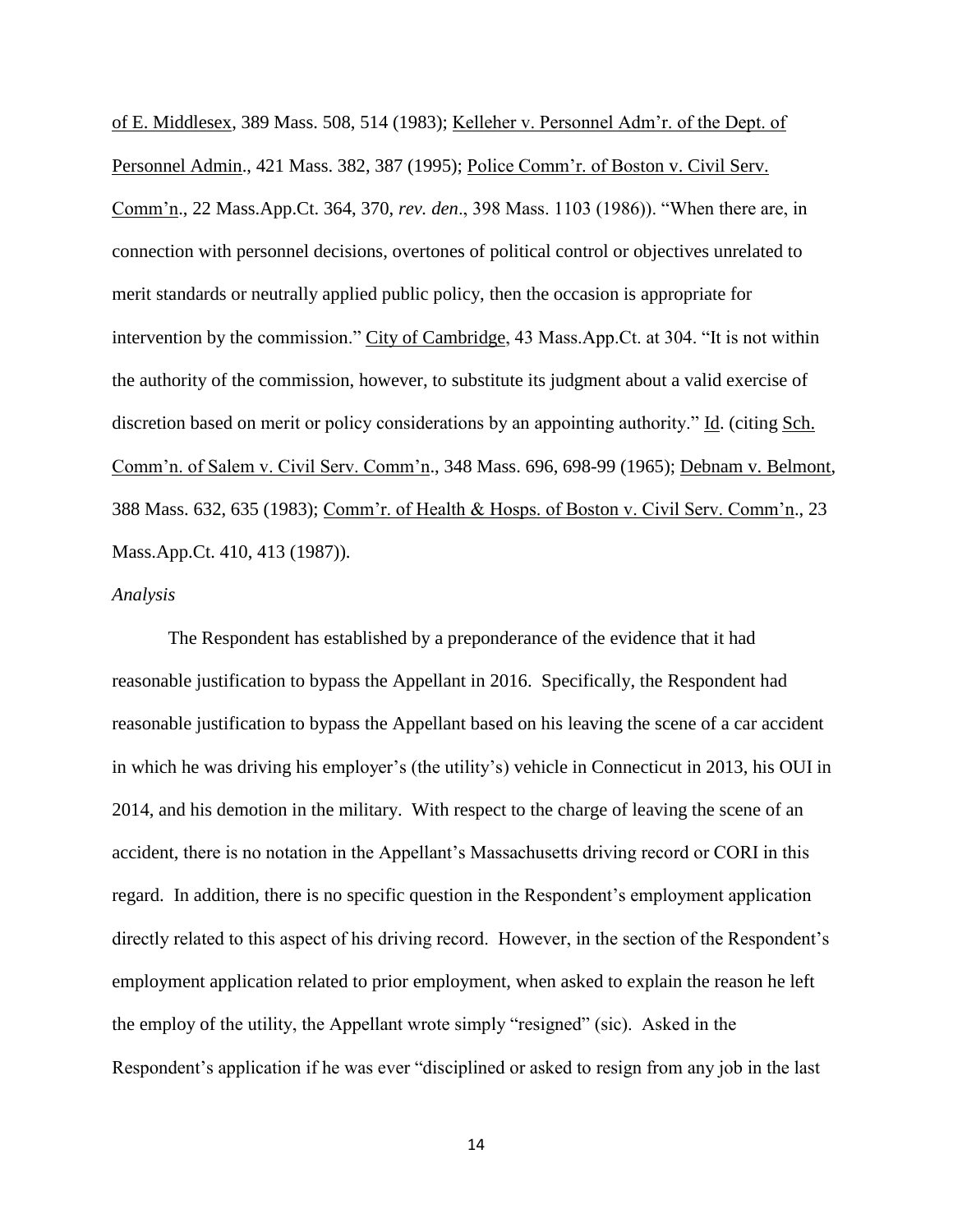of E. Middlesex, 389 Mass. 508, 514 (1983); Kelleher v. Personnel Adm'r. of the Dept. of Personnel Admin., 421 Mass. 382, 387 (1995); Police Comm'r. of Boston v. Civil Serv. Comm'n., 22 Mass.App.Ct. 364, 370, *rev. den*., 398 Mass. 1103 (1986)). "When there are, in connection with personnel decisions, overtones of political control or objectives unrelated to merit standards or neutrally applied public policy, then the occasion is appropriate for intervention by the commission." City of Cambridge, 43 Mass.App.Ct. at 304. "It is not within the authority of the commission, however, to substitute its judgment about a valid exercise of discretion based on merit or policy considerations by an appointing authority." Id. (citing Sch. Comm'n. of Salem v. Civil Serv. Comm'n., 348 Mass. 696, 698-99 (1965); Debnam v. Belmont, 388 Mass. 632, 635 (1983); Comm'r. of Health & Hosps. of Boston v. Civil Serv. Comm'n., 23 Mass.App.Ct. 410, 413 (1987)).

*Analysis*

The Respondent has established by a preponderance of the evidence that it had reasonable justification to bypass the Appellant in 2016. Specifically, the Respondent had reasonable justification to bypass the Appellant based on his leaving the scene of a car accident in which he was driving his employer's (the utility's) vehicle in Connecticut in 2013, his OUI in 2014, and his demotion in the military. With respect to the charge of leaving the scene of an accident, there is no notation in the Appellant's Massachusetts driving record or CORI in this regard. In addition, there is no specific question in the Respondent's employment application directly related to this aspect of his driving record. However, in the section of the Respondent's employment application related to prior employment, when asked to explain the reason he left the employ of the utility, the Appellant wrote simply "resigned" (sic). Asked in the Respondent's application if he was ever "disciplined or asked to resign from any job in the last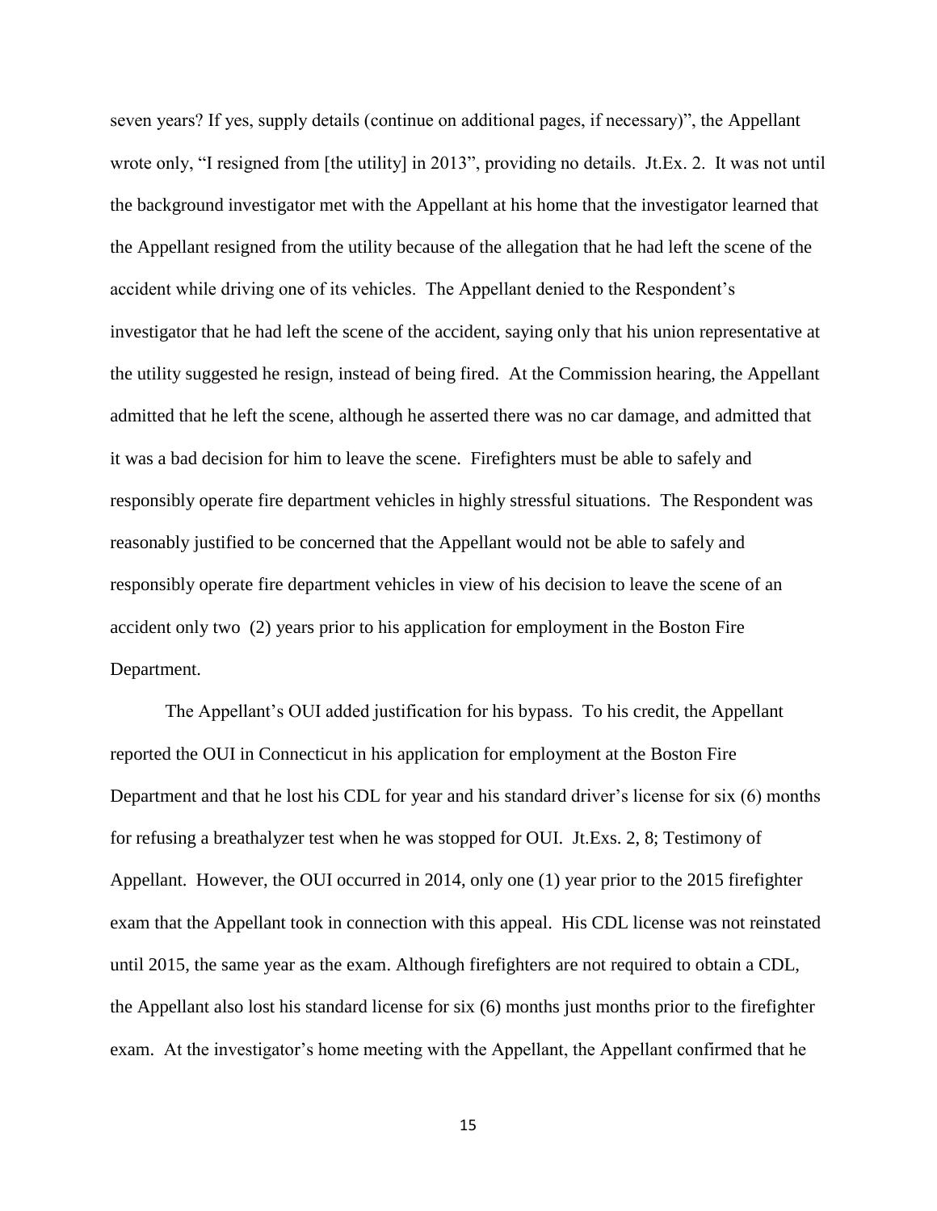seven years? If yes, supply details (continue on additional pages, if necessary)", the Appellant wrote only, "I resigned from [the utility] in 2013", providing no details. Jt.Ex. 2. It was not until the background investigator met with the Appellant at his home that the investigator learned that the Appellant resigned from the utility because of the allegation that he had left the scene of the accident while driving one of its vehicles. The Appellant denied to the Respondent's investigator that he had left the scene of the accident, saying only that his union representative at the utility suggested he resign, instead of being fired. At the Commission hearing, the Appellant admitted that he left the scene, although he asserted there was no car damage, and admitted that it was a bad decision for him to leave the scene. Firefighters must be able to safely and responsibly operate fire department vehicles in highly stressful situations. The Respondent was reasonably justified to be concerned that the Appellant would not be able to safely and responsibly operate fire department vehicles in view of his decision to leave the scene of an accident only two (2) years prior to his application for employment in the Boston Fire Department.

The Appellant's OUI added justification for his bypass. To his credit, the Appellant reported the OUI in Connecticut in his application for employment at the Boston Fire Department and that he lost his CDL for year and his standard driver's license for six (6) months for refusing a breathalyzer test when he was stopped for OUI. Jt.Exs. 2, 8; Testimony of Appellant. However, the OUI occurred in 2014, only one (1) year prior to the 2015 firefighter exam that the Appellant took in connection with this appeal. His CDL license was not reinstated until 2015, the same year as the exam. Although firefighters are not required to obtain a CDL, the Appellant also lost his standard license for six (6) months just months prior to the firefighter exam. At the investigator's home meeting with the Appellant, the Appellant confirmed that he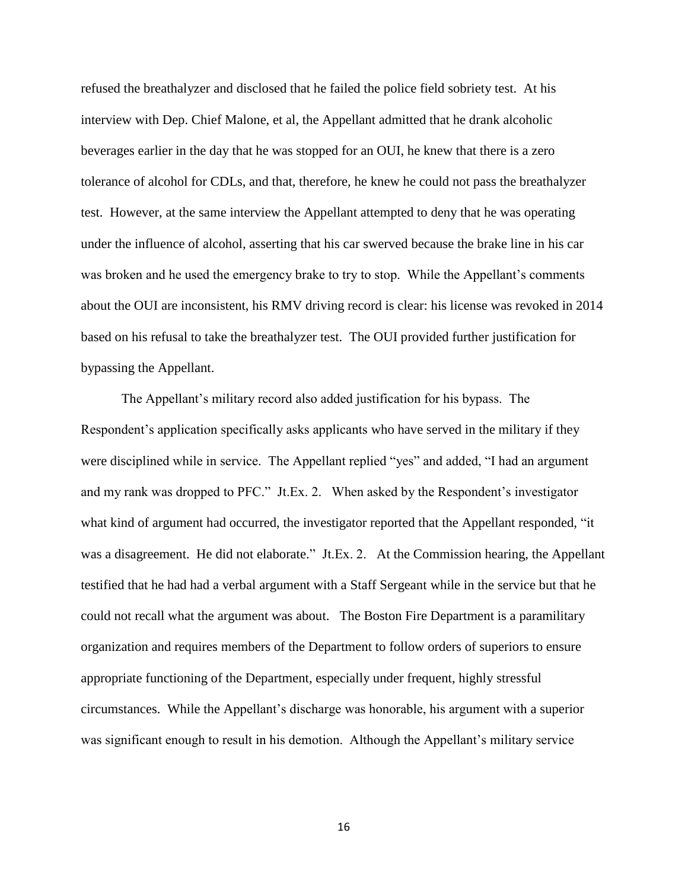refused the breathalyzer and disclosed that he failed the police field sobriety test. At his interview with Dep. Chief Malone, et al, the Appellant admitted that he drank alcoholic beverages earlier in the day that he was stopped for an OUI, he knew that there is a zero tolerance of alcohol for CDLs, and that, therefore, he knew he could not pass the breathalyzer test. However, at the same interview the Appellant attempted to deny that he was operating under the influence of alcohol, asserting that his car swerved because the brake line in his car was broken and he used the emergency brake to try to stop. While the Appellant's comments about the OUI are inconsistent, his RMV driving record is clear: his license was revoked in 2014 based on his refusal to take the breathalyzer test. The OUI provided further justification for bypassing the Appellant.

The Appellant's military record also added justification for his bypass. The Respondent's application specifically asks applicants who have served in the military if they were disciplined while in service. The Appellant replied "yes" and added, "I had an argument and my rank was dropped to PFC." Jt.Ex. 2. When asked by the Respondent's investigator what kind of argument had occurred, the investigator reported that the Appellant responded, "it was a disagreement. He did not elaborate." Jt.Ex. 2. At the Commission hearing, the Appellant testified that he had had a verbal argument with a Staff Sergeant while in the service but that he could not recall what the argument was about. The Boston Fire Department is a paramilitary organization and requires members of the Department to follow orders of superiors to ensure appropriate functioning of the Department, especially under frequent, highly stressful circumstances. While the Appellant's discharge was honorable, his argument with a superior was significant enough to result in his demotion. Although the Appellant's military service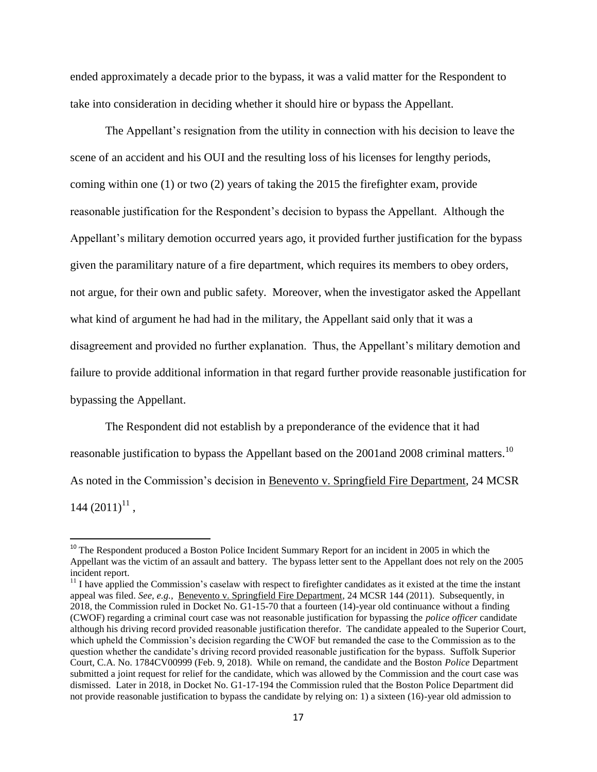ended approximately a decade prior to the bypass, it was a valid matter for the Respondent to take into consideration in deciding whether it should hire or bypass the Appellant.

The Appellant's resignation from the utility in connection with his decision to leave the scene of an accident and his OUI and the resulting loss of his licenses for lengthy periods, coming within one (1) or two (2) years of taking the 2015 the firefighter exam, provide reasonable justification for the Respondent's decision to bypass the Appellant. Although the Appellant's military demotion occurred years ago, it provided further justification for the bypass given the paramilitary nature of a fire department, which requires its members to obey orders, not argue, for their own and public safety. Moreover, when the investigator asked the Appellant what kind of argument he had had in the military, the Appellant said only that it was a disagreement and provided no further explanation. Thus, the Appellant's military demotion and failure to provide additional information in that regard further provide reasonable justification for bypassing the Appellant.

The Respondent did not establish by a preponderance of the evidence that it had reasonable justification to bypass the Appellant based on the 2001and 2008 criminal matters.[10] As noted in the Commission's decision in Benevento v. Springfield Fire Department, 24 MCSR 144 (2011)[11] ,

---

[10] The Respondent produced a Boston Police Incident Summary Report for an incident in 2005 in which the Appellant was the victim of an assault and battery. The bypass letter sent to the Appellant does not rely on the 2005 incident report.

[11] I have applied the Commission's caselaw with respect to firefighter candidates as it existed at the time the instant appeal was filed. *See, e.g.,* Benevento v. Springfield Fire Department, 24 MCSR 144 (2011). Subsequently, in 2018, the Commission ruled in Docket No. G1-15-70 that a fourteen (14)-year old continuance without a finding (CWOF) regarding a criminal court case was not reasonable justification for bypassing the *police officer* candidate although his driving record provided reasonable justification therefor. The candidate appealed to the Superior Court, which upheld the Commission's decision regarding the CWOF but remanded the case to the Commission as to the question whether the candidate's driving record provided reasonable justification for the bypass. Suffolk Superior Court, C.A. No. 1784CV00999 (Feb. 9, 2018). While on remand, the candidate and the Boston *Police* Department submitted a joint request for relief for the candidate, which was allowed by the Commission and the court case was dismissed. Later in 2018, in Docket No. G1-17-194 the Commission ruled that the Boston Police Department did not provide reasonable justification to bypass the candidate by relying on: 1) a sixteen (16)-year old admission to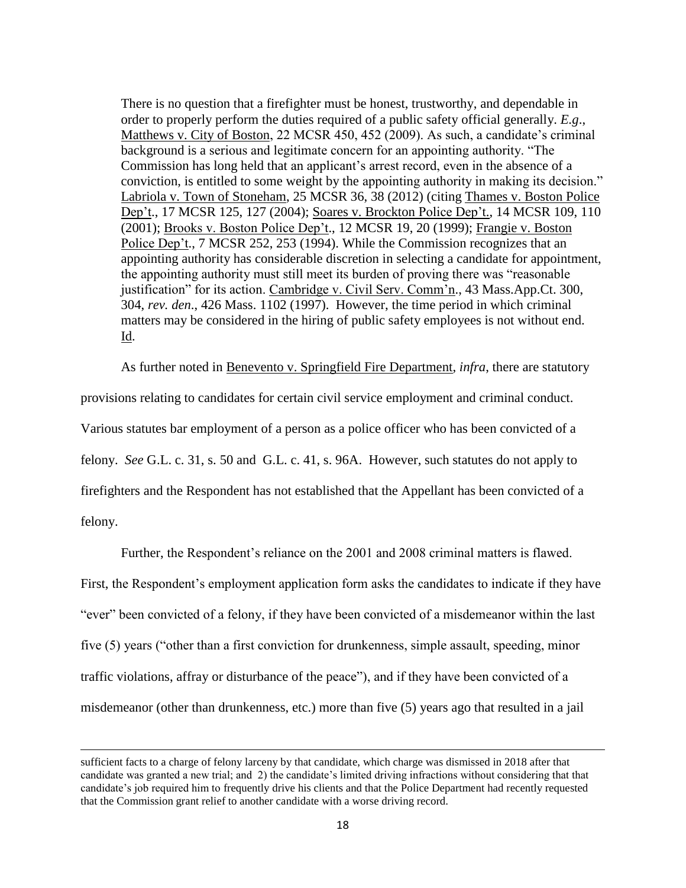> There is no question that a firefighter must be honest, trustworthy, and dependable in order to properly perform the duties required of a public safety official generally. *E.g*., Matthews v. City of Boston, 22 MCSR 450, 452 (2009). As such, a candidate's criminal background is a serious and legitimate concern for an appointing authority. "The Commission has long held that an applicant's arrest record, even in the absence of a conviction, is entitled to some weight by the appointing authority in making its decision." Labriola v. Town of Stoneham, 25 MCSR 36, 38 (2012) (citing Thames v. Boston Police Dep't., 17 MCSR 125, 127 (2004); Soares v. Brockton Police Dep't., 14 MCSR 109, 110 (2001); Brooks v. Boston Police Dep't., 12 MCSR 19, 20 (1999); Frangie v. Boston Police Dep't., 7 MCSR 252, 253 (1994). While the Commission recognizes that an appointing authority has considerable discretion in selecting a candidate for appointment, the appointing authority must still meet its burden of proving there was "reasonable justification" for its action. Cambridge v. Civil Serv. Comm'n., 43 Mass.App.Ct. 300, 304, *rev. den*., 426 Mass. 1102 (1997). However, the time period in which criminal matters may be considered in the hiring of public safety employees is not without end. Id.

As further noted in Benevento v. Springfield Fire Department, *infra*, there are statutory provisions relating to candidates for certain civil service employment and criminal conduct. Various statutes bar employment of a person as a police officer who has been convicted of a felony. *See* G.L. c. 31, s. 50 and G.L. c. 41, s. 96A. However, such statutes do not apply to firefighters and the Respondent has not established that the Appellant has been convicted of a felony.

Further, the Respondent's reliance on the 2001 and 2008 criminal matters is flawed. First, the Respondent's employment application form asks the candidates to indicate if they have "ever" been convicted of a felony, if they have been convicted of a misdemeanor within the last five (5) years ("other than a first conviction for drunkenness, simple assault, speeding, minor traffic violations, affray or disturbance of the peace"), and if they have been convicted of a misdemeanor (other than drunkenness, etc.) more than five (5) years ago that resulted in a jail

---

sufficient facts to a charge of felony larceny by that candidate, which charge was dismissed in 2018 after that candidate was granted a new trial; and 2) the candidate's limited driving infractions without considering that that candidate's job required him to frequently drive his clients and that the Police Department had recently requested that the Commission grant relief to another candidate with a worse driving record.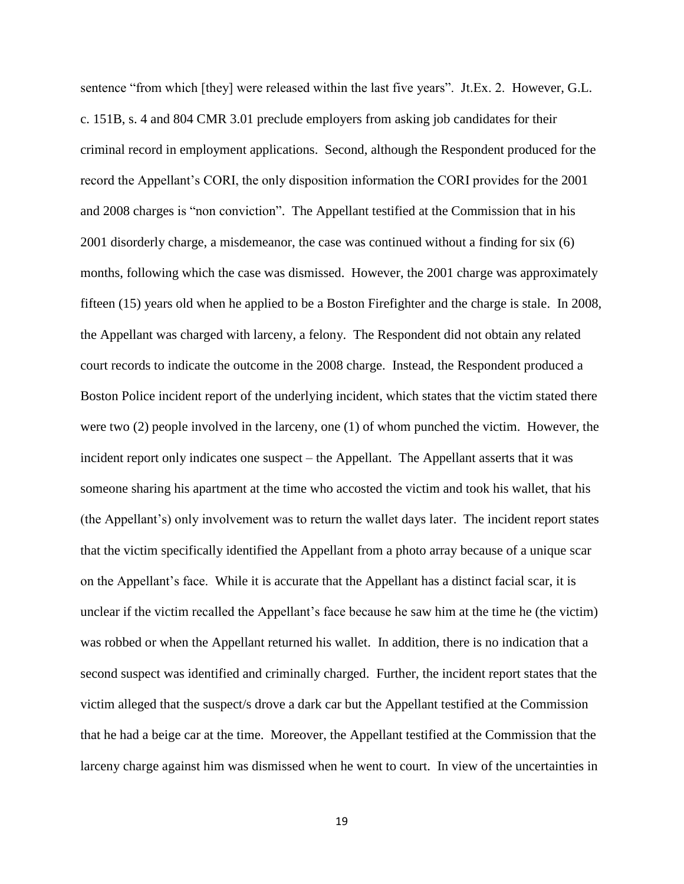sentence "from which [they] were released within the last five years". Jt.Ex. 2. However, G.L. c. 151B, s. 4 and 804 CMR 3.01 preclude employers from asking job candidates for their criminal record in employment applications. Second, although the Respondent produced for the record the Appellant's CORI, the only disposition information the CORI provides for the 2001 and 2008 charges is "non conviction". The Appellant testified at the Commission that in his 2001 disorderly charge, a misdemeanor, the case was continued without a finding for six (6) months, following which the case was dismissed. However, the 2001 charge was approximately fifteen (15) years old when he applied to be a Boston Firefighter and the charge is stale. In 2008, the Appellant was charged with larceny, a felony. The Respondent did not obtain any related court records to indicate the outcome in the 2008 charge. Instead, the Respondent produced a Boston Police incident report of the underlying incident, which states that the victim stated there were two (2) people involved in the larceny, one (1) of whom punched the victim. However, the incident report only indicates one suspect – the Appellant. The Appellant asserts that it was someone sharing his apartment at the time who accosted the victim and took his wallet, that his (the Appellant's) only involvement was to return the wallet days later. The incident report states that the victim specifically identified the Appellant from a photo array because of a unique scar on the Appellant's face. While it is accurate that the Appellant has a distinct facial scar, it is unclear if the victim recalled the Appellant's face because he saw him at the time he (the victim) was robbed or when the Appellant returned his wallet. In addition, there is no indication that a second suspect was identified and criminally charged. Further, the incident report states that the victim alleged that the suspect/s drove a dark car but the Appellant testified at the Commission that he had a beige car at the time. Moreover, the Appellant testified at the Commission that the larceny charge against him was dismissed when he went to court. In view of the uncertainties in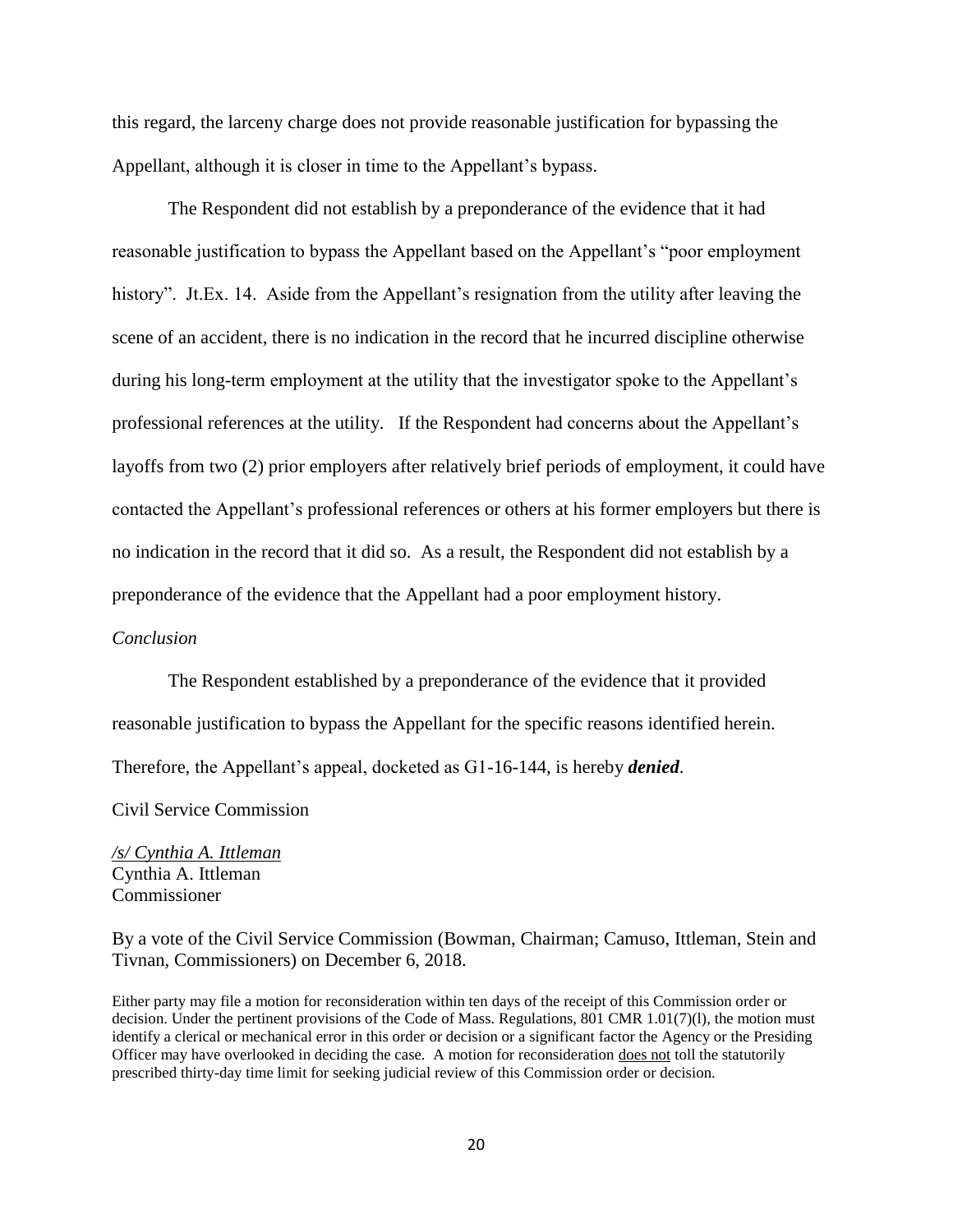this regard, the larceny charge does not provide reasonable justification for bypassing the Appellant, although it is closer in time to the Appellant's bypass.

The Respondent did not establish by a preponderance of the evidence that it had reasonable justification to bypass the Appellant based on the Appellant's "poor employment history". Jt.Ex. 14. Aside from the Appellant's resignation from the utility after leaving the scene of an accident, there is no indication in the record that he incurred discipline otherwise during his long-term employment at the utility that the investigator spoke to the Appellant's professional references at the utility. If the Respondent had concerns about the Appellant's layoffs from two (2) prior employers after relatively brief periods of employment, it could have contacted the Appellant's professional references or others at his former employers but there is no indication in the record that it did so. As a result, the Respondent did not establish by a preponderance of the evidence that the Appellant had a poor employment history.

*Conclusion*

The Respondent established by a preponderance of the evidence that it provided reasonable justification to bypass the Appellant for the specific reasons identified herein. Therefore, the Appellant's appeal, docketed as G1-16-144, is hereby ***denied***.

Civil Service Commission

*<u>/s/ Cynthia A. Ittleman</u>*
Cynthia A. Ittleman
Commissioner

By a vote of the Civil Service Commission (Bowman, Chairman; Camuso, Ittleman, Stein and Tivnan, Commissioners) on December 6, 2018.

Either party may file a motion for reconsideration within ten days of the receipt of this Commission order or decision. Under the pertinent provisions of the Code of Mass. Regulations, 801 CMR 1.01(7)(l), the motion must identify a clerical or mechanical error in this order or decision or a significant factor the Agency or the Presiding Officer may have overlooked in deciding the case. A motion for reconsideration <u>does not</u> toll the statutorily prescribed thirty-day time limit for seeking judicial review of this Commission order or decision.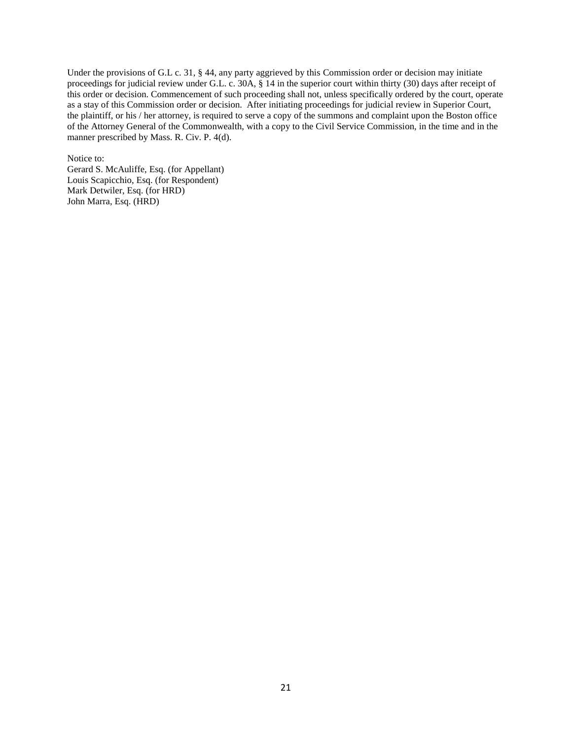Under the provisions of G.L c. 31, § 44, any party aggrieved by this Commission order or decision may initiate proceedings for judicial review under G.L. c. 30A, § 14 in the superior court within thirty (30) days after receipt of this order or decision. Commencement of such proceeding shall not, unless specifically ordered by the court, operate as a stay of this Commission order or decision. After initiating proceedings for judicial review in Superior Court, the plaintiff, or his / her attorney, is required to serve a copy of the summons and complaint upon the Boston office of the Attorney General of the Commonwealth, with a copy to the Civil Service Commission, in the time and in the manner prescribed by Mass. R. Civ. P. 4(d).

Notice to:
Gerard S. McAuliffe, Esq. (for Appellant)
Louis Scapicchio, Esq. (for Respondent)
Mark Detwiler, Esq. (for HRD)
John Marra, Esq. (HRD)